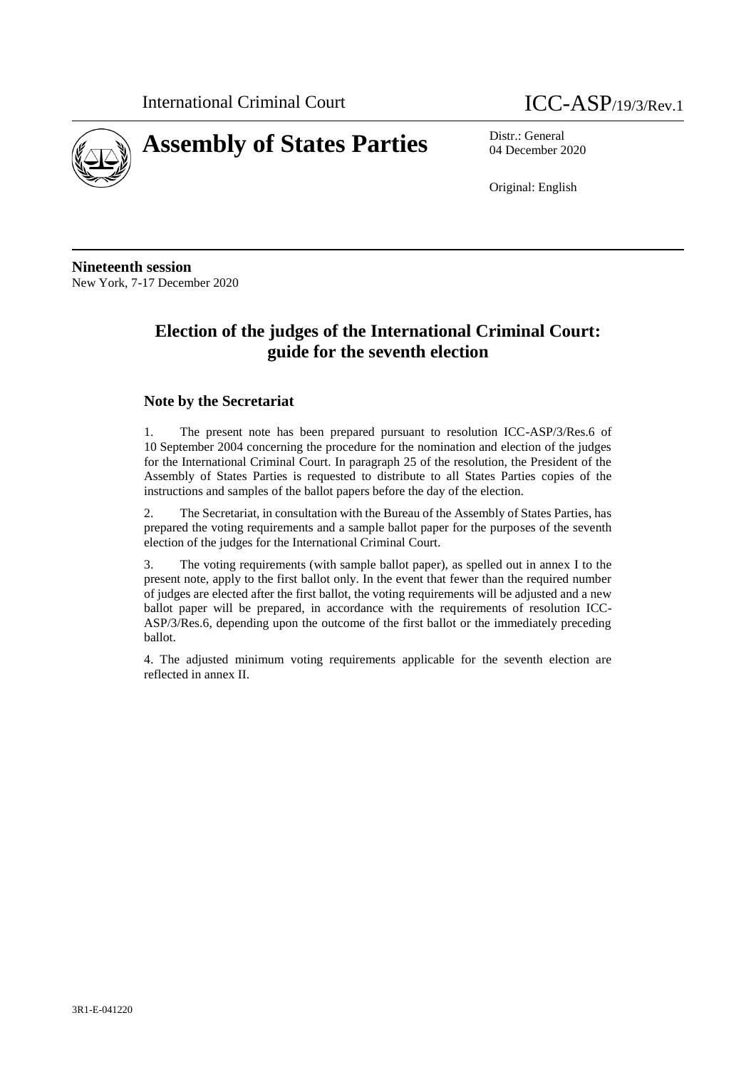International Criminal Court ICC-ASP/19/3/Rev.1

# Assembly of States Parties

Distr.: General
04 December 2020

Original: English

**Nineteenth session**
New York, 7-17 December 2020

## Election of the judges of the International Criminal Court: guide for the seventh election

### Note by the Secretariat

1. The present note has been prepared pursuant to resolution ICC-ASP/3/Res.6 of 10 September 2004 concerning the procedure for the nomination and election of the judges for the International Criminal Court. In paragraph 25 of the resolution, the President of the Assembly of States Parties is requested to distribute to all States Parties copies of the instructions and samples of the ballot papers before the day of the election.

2. The Secretariat, in consultation with the Bureau of the Assembly of States Parties, has prepared the voting requirements and a sample ballot paper for the purposes of the seventh election of the judges for the International Criminal Court.

3. The voting requirements (with sample ballot paper), as spelled out in annex I to the present note, apply to the first ballot only. In the event that fewer than the required number of judges are elected after the first ballot, the voting requirements will be adjusted and a new ballot paper will be prepared, in accordance with the requirements of resolution ICC-ASP/3/Res.6, depending upon the outcome of the first ballot or the immediately preceding ballot.

4. The adjusted minimum voting requirements applicable for the seventh election are reflected in annex II.

3R1-E-041220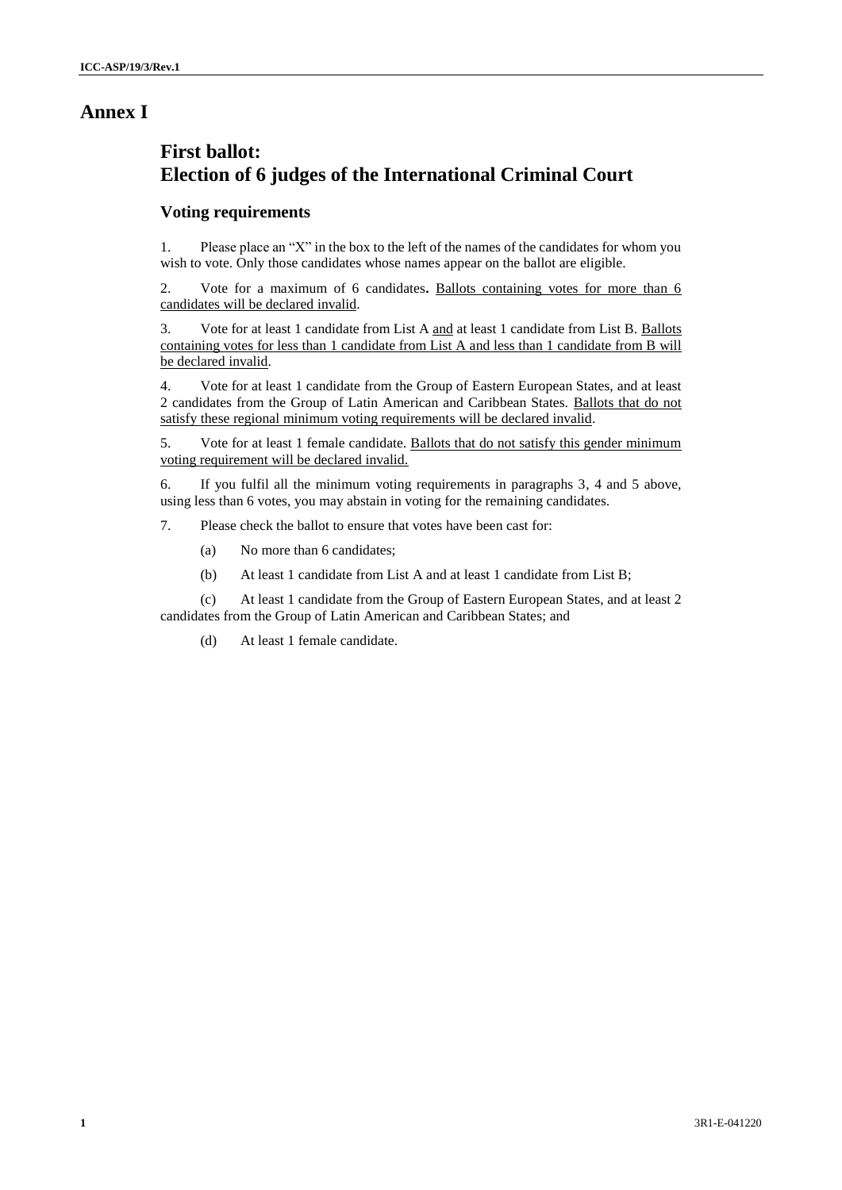# Annex I

## First ballot:
## Election of 6 judges of the International Criminal Court

### Voting requirements

1. Please place an "X" in the box to the left of the names of the candidates for whom you wish to vote. Only those candidates whose names appear on the ballot are eligible.

2. Vote for a maximum of 6 candidates**.** <u>Ballots containing votes for more than 6 candidates will be declared invalid</u>.

3. Vote for at least 1 candidate from List A <u>and</u> at least 1 candidate from List B. <u>Ballots containing votes for less than 1 candidate from List A and less than 1 candidate from B will be declared invalid</u>.

4. Vote for at least 1 candidate from the Group of Eastern European States, and at least 2 candidates from the Group of Latin American and Caribbean States. <u>Ballots that do not satisfy these regional minimum voting requirements will be declared invalid</u>.

5. Vote for at least 1 female candidate. <u>Ballots that do not satisfy this gender minimum voting requirement will be declared invalid.</u>

6. If you fulfil all the minimum voting requirements in paragraphs 3, 4 and 5 above, using less than 6 votes, you may abstain in voting for the remaining candidates.

7. Please check the ballot to ensure that votes have been cast for:

   (a) No more than 6 candidates;

   (b) At least 1 candidate from List A and at least 1 candidate from List B;

   (c) At least 1 candidate from the Group of Eastern European States, and at least 2 candidates from the Group of Latin American and Caribbean States; and

   (d) At least 1 female candidate.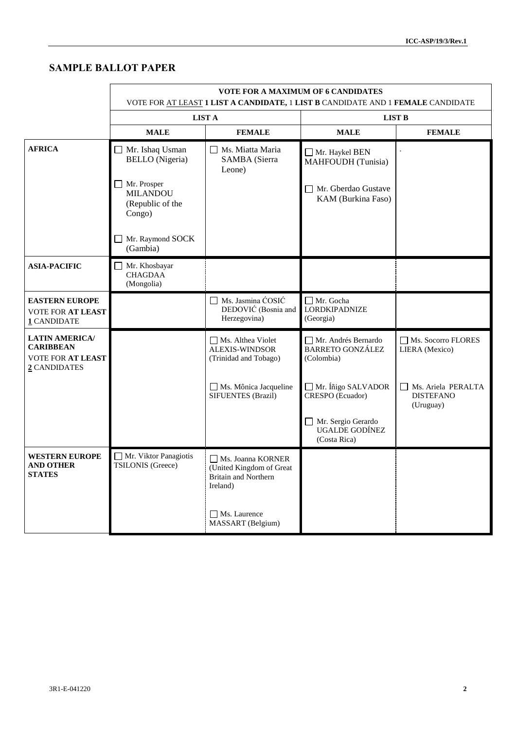## SAMPLE BALLOT PAPER

| | VOTE FOR A MAXIMUM OF 6 CANDIDATES<br>VOTE FOR AT LEAST **1 LIST A CANDIDATE,** 1 **LIST B** CANDIDATE AND 1 **FEMALE** CANDIDATE | | | |
|---|---|---|---|---|
| | **LIST A** | | **LIST B** | |
| | **MALE** | **FEMALE** | **MALE** | **FEMALE** |
| **AFRICA** | ☐ Mr. Ishaq Usman BELLO (Nigeria)<br><br>☐ Mr. Prosper MILANDOU (Republic of the Congo)<br><br>☐ Mr. Raymond SOCK (Gambia) | ☐ Ms. Miatta Maria SAMBA (Sierra Leone) | ☐ Mr. Haykel BEN MAHFOUDH (Tunisia)<br><br>☐ Mr. Gberdao Gustave KAM (Burkina Faso) | . |
| **ASIA-PACIFIC** | ☐ Mr. Khosbayar CHAGDAA (Mongolia) | | | |
| **EASTERN EUROPE**<br>VOTE FOR **AT LEAST** **1** CANDIDATE | | ☐ Ms. Jasmina ĆOSIĆ DEDOVIĆ (Bosnia and Herzegovina) | ☐ Mr. Gocha LORDKIPADNIZE (Georgia) | |
| **LATIN AMERICA/ CARIBBEAN**<br>VOTE FOR **AT LEAST** **2** CANDIDATES | | ☐ Ms. Althea Violet ALEXIS-WINDSOR (Trinidad and Tobago)<br><br>☐ Ms. Mônica Jacqueline SIFUENTES (Brazil) | ☐ Mr. Andrés Bernardo BARRETO GONZÁLEZ (Colombia)<br><br>☐ Mr. Íñigo SALVADOR CRESPO (Ecuador)<br><br>☐ Mr. Sergio Gerardo UGALDE GODÍNEZ (Costa Rica) | ☐ Ms. Socorro FLORES LIERA (Mexico)<br><br>☐ Ms. Ariela PERALTA DISTEFANO (Uruguay) |
| **WESTERN EUROPE AND OTHER STATES** | ☐ Mr. Viktor Panagiotis TSILONIS (Greece) | ☐ Ms. Joanna KORNER (United Kingdom of Great Britain and Northern Ireland)<br><br>☐ Ms. Laurence MASSART (Belgium) | | |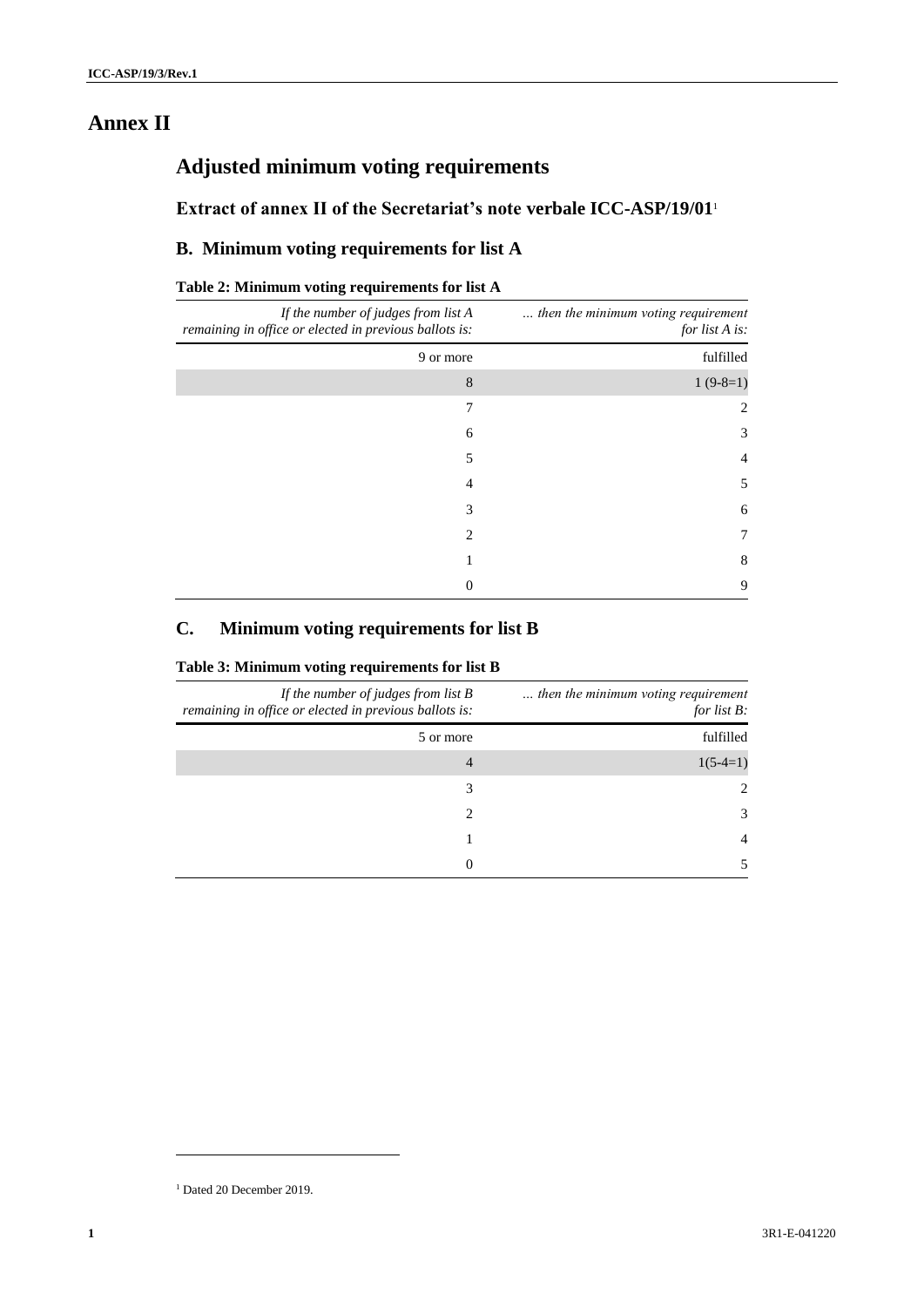# Annex II

## Adjusted minimum voting requirements

### Extract of annex II of the Secretariat's note verbale ICC-ASP/19/01[1]

### B. Minimum voting requirements for list A

**Table 2: Minimum voting requirements for list A**

| *If the number of judges from list A remaining in office or elected in previous ballots is:* | *... then the minimum voting requirement for list A is:* |
|---:|---:|
| 9 or more | fulfilled |
| 8 | 1 (9-8=1) |
| 7 | 2 |
| 6 | 3 |
| 5 | 4 |
| 4 | 5 |
| 3 | 6 |
| 2 | 7 |
| 1 | 8 |
| 0 | 9 |

### C. Minimum voting requirements for list B

**Table 3: Minimum voting requirements for list B**

| *If the number of judges from list B remaining in office or elected in previous ballots is:* | *... then the minimum voting requirement for list B:* |
|---:|---:|
| 5 or more | fulfilled |
| 4 | 1(5-4=1) |
| 3 | 2 |
| 2 | 3 |
| 1 | 4 |
| 0 | 5 |

[1] Dated 20 December 2019.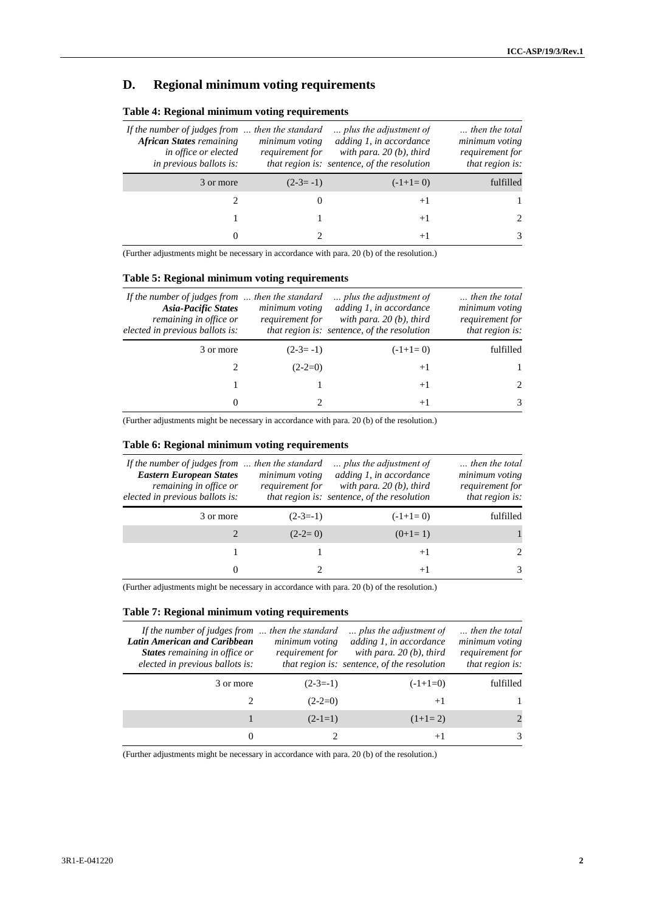## D. Regional minimum voting requirements

**Table 4: Regional minimum voting requirements**

| *If the number of judges from **African States** remaining in office or elected in previous ballots is:* | *... then the standard minimum voting requirement for that region is:* | *... plus the adjustment of adding 1, in accordance with para. 20 (b), third sentence, of the resolution* | *... then the total minimum voting requirement for that region is:* |
|---|---|---|---|
| 3 or more | (2-3= -1) | (-1+1= 0) | fulfilled |
| 2 | 0 | +1 | 1 |
| 1 | 1 | +1 | 2 |
| 0 | 2 | +1 | 3 |

(Further adjustments might be necessary in accordance with para. 20 (b) of the resolution.)

**Table 5: Regional minimum voting requirements**

| *If the number of judges from **Asia-Pacific States** remaining in office or elected in previous ballots is:* | *... then the standard minimum voting requirement for that region is:* | *... plus the adjustment of adding 1, in accordance with para. 20 (b), third sentence, of the resolution* | *... then the total minimum voting requirement for that region is:* |
|---|---|---|---|
| 3 or more | (2-3= -1) | (-1+1= 0) | fulfilled |
| 2 | (2-2=0) | +1 | 1 |
| 1 | 1 | +1 | 2 |
| 0 | 2 | +1 | 3 |

(Further adjustments might be necessary in accordance with para. 20 (b) of the resolution.)

**Table 6: Regional minimum voting requirements**

| *If the number of judges from **Eastern European States** remaining in office or elected in previous ballots is:* | *... then the standard minimum voting requirement for that region is:* | *... plus the adjustment of adding 1, in accordance with para. 20 (b), third sentence, of the resolution* | *... then the total minimum voting requirement for that region is:* |
|---|---|---|---|
| 3 or more | (2-3=-1) | (-1+1= 0) | fulfilled |
| 2 | (2-2= 0) | (0+1= 1) | 1 |
| 1 | 1 | +1 | 2 |
| 0 | 2 | +1 | 3 |

(Further adjustments might be necessary in accordance with para. 20 (b) of the resolution.)

**Table 7: Regional minimum voting requirements**

| *If the number of judges from **Latin American and Caribbean States** remaining in office or elected in previous ballots is:* | *... then the standard minimum voting requirement for that region is:* | *... plus the adjustment of adding 1, in accordance with para. 20 (b), third sentence, of the resolution* | *... then the total minimum voting requirement for that region is:* |
|---|---|---|---|
| 3 or more | (2-3=-1) | (-1+1=0) | fulfilled |
| 2 | (2-2=0) | +1 | 1 |
| 1 | (2-1=1) | (1+1= 2) | 2 |
| 0 | 2 | +1 | 3 |

(Further adjustments might be necessary in accordance with para. 20 (b) of the resolution.)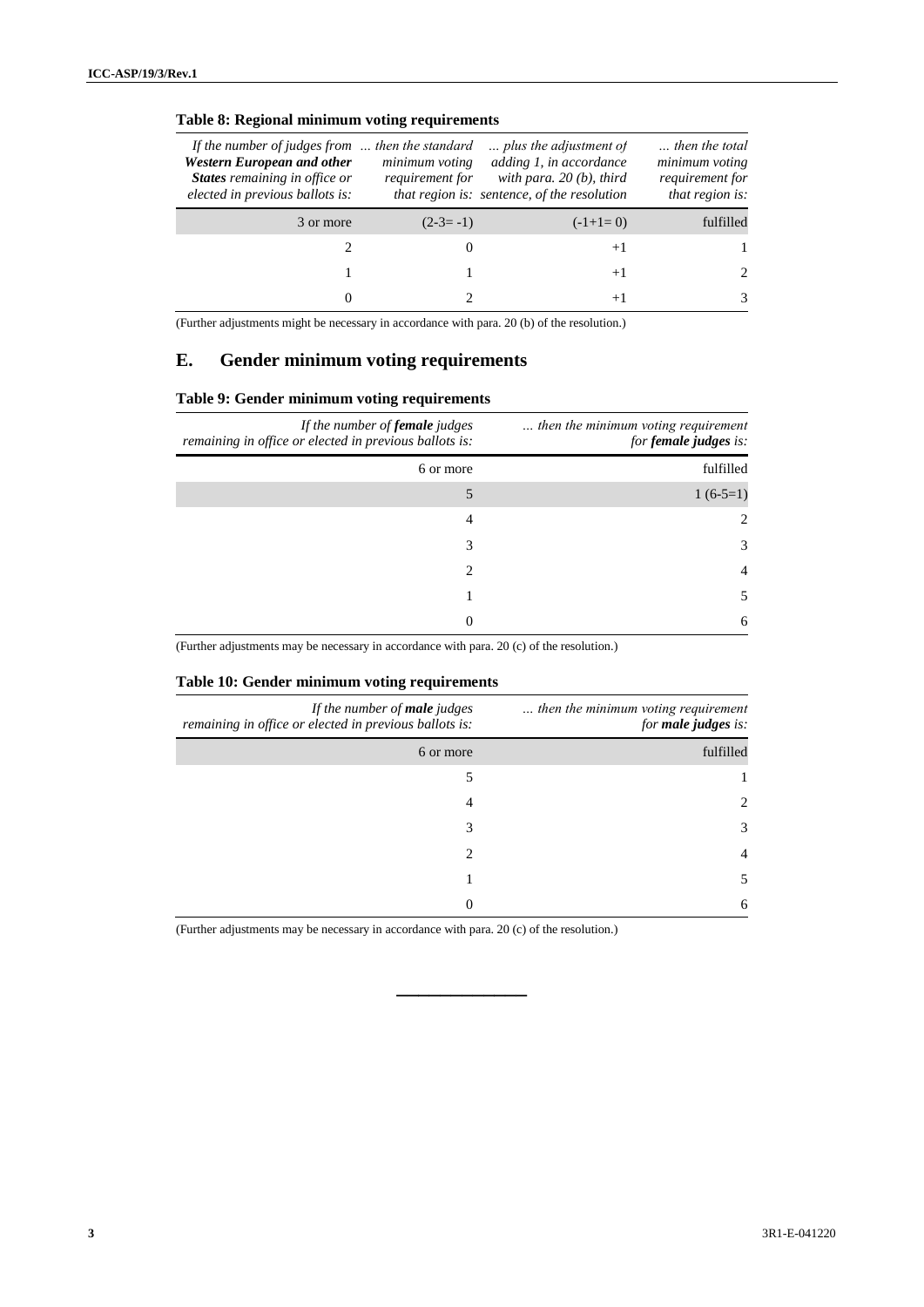**Table 8: Regional minimum voting requirements**

| *If the number of judges from **Western European and other States** remaining in office or elected in previous ballots is:* | *… then the standard minimum voting requirement for that region is:* | *… plus the adjustment of adding 1, in accordance with para. 20 (b), third sentence, of the resolution* | *… then the total minimum voting requirement for that region is:* |
|---|---|---|---|
| 3 or more | (2-3= -1) | (-1+1= 0) | fulfilled |
| 2 | 0 | +1 | 1 |
| 1 | 1 | +1 | 2 |
| 0 | 2 | +1 | 3 |

(Further adjustments might be necessary in accordance with para. 20 (b) of the resolution.)

## E. Gender minimum voting requirements

**Table 9: Gender minimum voting requirements**

| *If the number of **female** judges remaining in office or elected in previous ballots is:* | *… then the minimum voting requirement for **female judges** is:* |
|---|---|
| 6 or more | fulfilled |
| 5 | 1 (6-5=1) |
| 4 | 2 |
| 3 | 3 |
| 2 | 4 |
| 1 | 5 |
| 0 | 6 |

(Further adjustments may be necessary in accordance with para. 20 (c) of the resolution.)

**Table 10: Gender minimum voting requirements**

| *If the number of **male** judges remaining in office or elected in previous ballots is:* | *… then the minimum voting requirement for **male judges** is:* |
|---|---|
| 6 or more | fulfilled |
| 5 | 1 |
| 4 | 2 |
| 3 | 3 |
| 2 | 4 |
| 1 | 5 |
| 0 | 6 |

(Further adjustments may be necessary in accordance with para. 20 (c) of the resolution.)